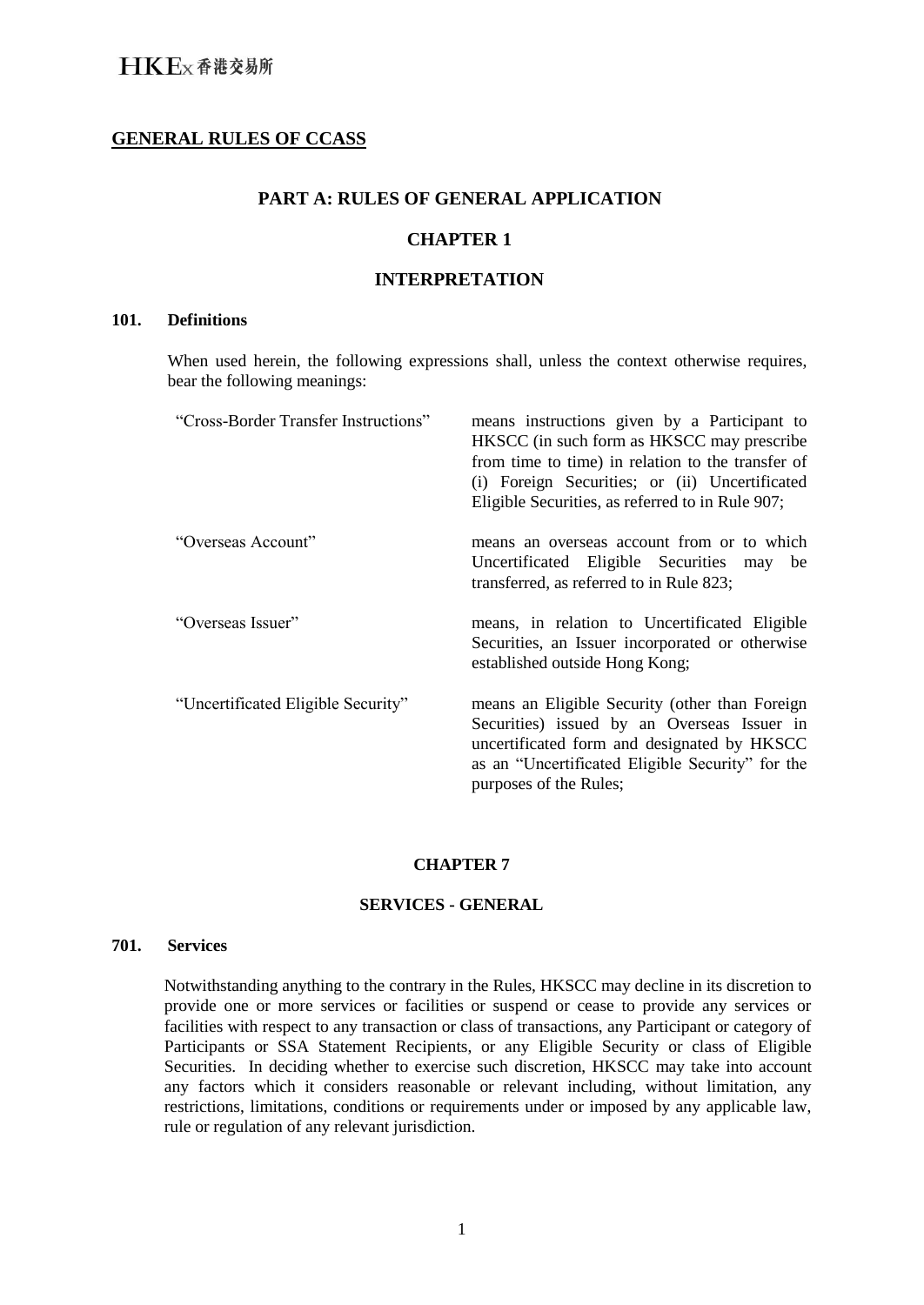# GENERAL RULES OF CCASS

## PART A: RULES OF GENERAL APPLICATION

## CHAPTER 1

## INTERPRETATION

### 101. Definitions

When used herein, the following expressions shall, unless the context otherwise requires, bear the following meanings:

| | |
|---|---|
| "Cross-Border Transfer Instructions" | means instructions given by a Participant to HKSCC (in such form as HKSCC may prescribe from time to time) in relation to the transfer of (i) Foreign Securities; or (ii) Uncertificated Eligible Securities, as referred to in Rule 907; |
| "Overseas Account" | means an overseas account from or to which Uncertificated Eligible Securities may be transferred, as referred to in Rule 823; |
| "Overseas Issuer" | means, in relation to Uncertificated Eligible Securities, an Issuer incorporated or otherwise established outside Hong Kong; |
| "Uncertificated Eligible Security" | means an Eligible Security (other than Foreign Securities) issued by an Overseas Issuer in uncertificated form and designated by HKSCC as an "Uncertificated Eligible Security" for the purposes of the Rules; |

## CHAPTER 7

## SERVICES - GENERAL

### 701. Services

Notwithstanding anything to the contrary in the Rules, HKSCC may decline in its discretion to provide one or more services or facilities or suspend or cease to provide any services or facilities with respect to any transaction or class of transactions, any Participant or category of Participants or SSA Statement Recipients, or any Eligible Security or class of Eligible Securities. In deciding whether to exercise such discretion, HKSCC may take into account any factors which it considers reasonable or relevant including, without limitation, any restrictions, limitations, conditions or requirements under or imposed by any applicable law, rule or regulation of any relevant jurisdiction.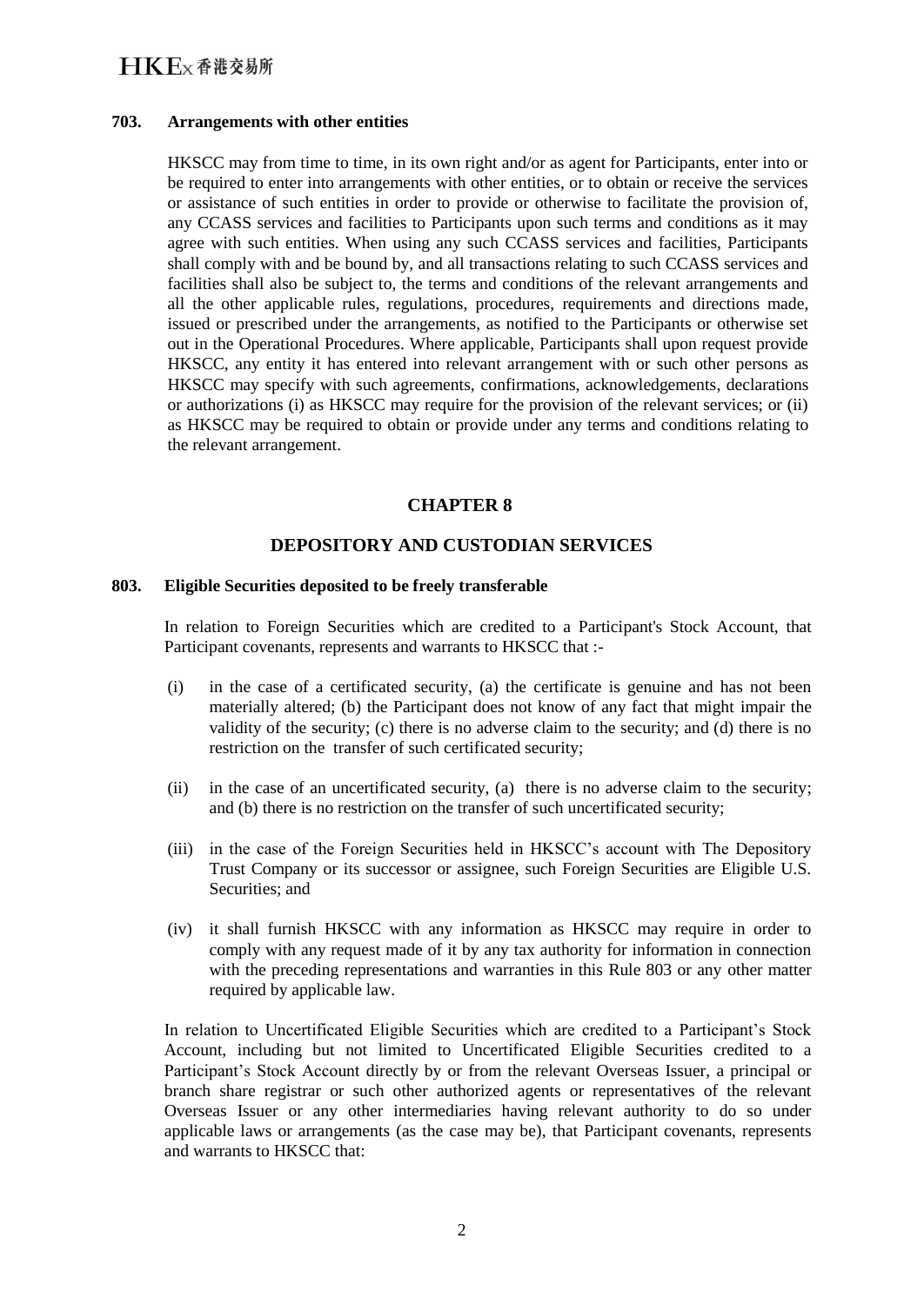**703. Arrangements with other entities**

HKSCC may from time to time, in its own right and/or as agent for Participants, enter into or be required to enter into arrangements with other entities, or to obtain or receive the services or assistance of such entities in order to provide or otherwise to facilitate the provision of, any CCASS services and facilities to Participants upon such terms and conditions as it may agree with such entities. When using any such CCASS services and facilities, Participants shall comply with and be bound by, and all transactions relating to such CCASS services and facilities shall also be subject to, the terms and conditions of the relevant arrangements and all the other applicable rules, regulations, procedures, requirements and directions made, issued or prescribed under the arrangements, as notified to the Participants or otherwise set out in the Operational Procedures. Where applicable, Participants shall upon request provide HKSCC, any entity it has entered into relevant arrangement with or such other persons as HKSCC may specify with such agreements, confirmations, acknowledgements, declarations or authorizations (i) as HKSCC may require for the provision of the relevant services; or (ii) as HKSCC may be required to obtain or provide under any terms and conditions relating to the relevant arrangement.

## CHAPTER 8

## DEPOSITORY AND CUSTODIAN SERVICES

**803. Eligible Securities deposited to be freely transferable**

In relation to Foreign Securities which are credited to a Participant's Stock Account, that Participant covenants, represents and warrants to HKSCC that :-

(i) in the case of a certificated security, (a) the certificate is genuine and has not been materially altered; (b) the Participant does not know of any fact that might impair the validity of the security; (c) there is no adverse claim to the security; and (d) there is no restriction on the transfer of such certificated security;

(ii) in the case of an uncertificated security, (a) there is no adverse claim to the security; and (b) there is no restriction on the transfer of such uncertificated security;

(iii) in the case of the Foreign Securities held in HKSCC's account with The Depository Trust Company or its successor or assignee, such Foreign Securities are Eligible U.S. Securities; and

(iv) it shall furnish HKSCC with any information as HKSCC may require in order to comply with any request made of it by any tax authority for information in connection with the preceding representations and warranties in this Rule 803 or any other matter required by applicable law.

In relation to Uncertificated Eligible Securities which are credited to a Participant's Stock Account, including but not limited to Uncertificated Eligible Securities credited to a Participant's Stock Account directly by or from the relevant Overseas Issuer, a principal or branch share registrar or such other authorized agents or representatives of the relevant Overseas Issuer or any other intermediaries having relevant authority to do so under applicable laws or arrangements (as the case may be), that Participant covenants, represents and warrants to HKSCC that: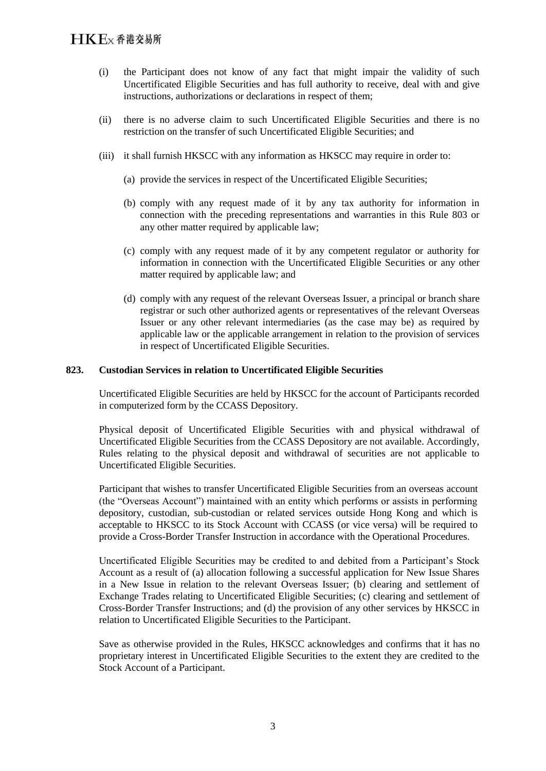(i) the Participant does not know of any fact that might impair the validity of such Uncertificated Eligible Securities and has full authority to receive, deal with and give instructions, authorizations or declarations in respect of them;

(ii) there is no adverse claim to such Uncertificated Eligible Securities and there is no restriction on the transfer of such Uncertificated Eligible Securities; and

(iii) it shall furnish HKSCC with any information as HKSCC may require in order to:

(a) provide the services in respect of the Uncertificated Eligible Securities;

(b) comply with any request made of it by any tax authority for information in connection with the preceding representations and warranties in this Rule 803 or any other matter required by applicable law;

(c) comply with any request made of it by any competent regulator or authority for information in connection with the Uncertificated Eligible Securities or any other matter required by applicable law; and

(d) comply with any request of the relevant Overseas Issuer, a principal or branch share registrar or such other authorized agents or representatives of the relevant Overseas Issuer or any other relevant intermediaries (as the case may be) as required by applicable law or the applicable arrangement in relation to the provision of services in respect of Uncertificated Eligible Securities.

**823. Custodian Services in relation to Uncertificated Eligible Securities**

Uncertificated Eligible Securities are held by HKSCC for the account of Participants recorded in computerized form by the CCASS Depository.

Physical deposit of Uncertificated Eligible Securities with and physical withdrawal of Uncertificated Eligible Securities from the CCASS Depository are not available. Accordingly, Rules relating to the physical deposit and withdrawal of securities are not applicable to Uncertificated Eligible Securities.

Participant that wishes to transfer Uncertificated Eligible Securities from an overseas account (the "Overseas Account") maintained with an entity which performs or assists in performing depository, custodian, sub-custodian or related services outside Hong Kong and which is acceptable to HKSCC to its Stock Account with CCASS (or vice versa) will be required to provide a Cross-Border Transfer Instruction in accordance with the Operational Procedures.

Uncertificated Eligible Securities may be credited to and debited from a Participant's Stock Account as a result of (a) allocation following a successful application for New Issue Shares in a New Issue in relation to the relevant Overseas Issuer; (b) clearing and settlement of Exchange Trades relating to Uncertificated Eligible Securities; (c) clearing and settlement of Cross-Border Transfer Instructions; and (d) the provision of any other services by HKSCC in relation to Uncertificated Eligible Securities to the Participant.

Save as otherwise provided in the Rules, HKSCC acknowledges and confirms that it has no proprietary interest in Uncertificated Eligible Securities to the extent they are credited to the Stock Account of a Participant.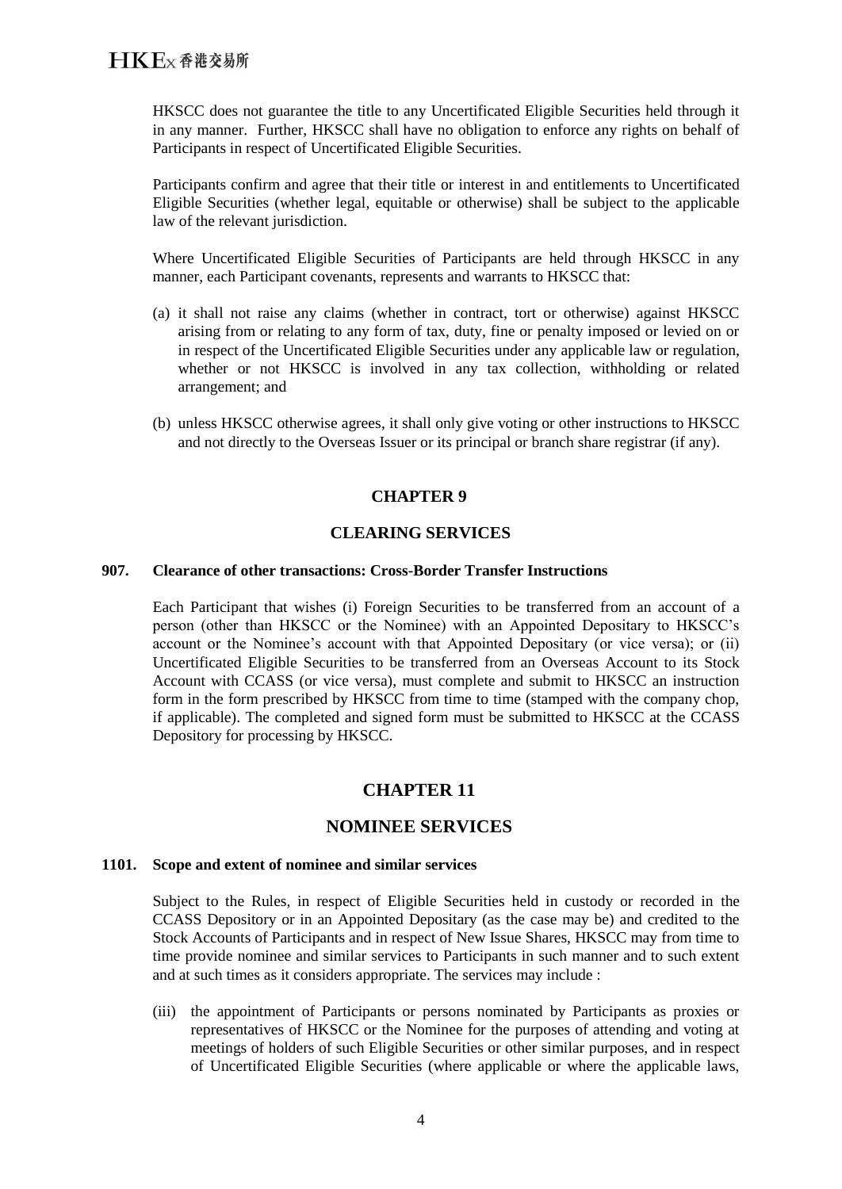HKSCC does not guarantee the title to any Uncertificated Eligible Securities held through it in any manner. Further, HKSCC shall have no obligation to enforce any rights on behalf of Participants in respect of Uncertificated Eligible Securities.

Participants confirm and agree that their title or interest in and entitlements to Uncertificated Eligible Securities (whether legal, equitable or otherwise) shall be subject to the applicable law of the relevant jurisdiction.

Where Uncertificated Eligible Securities of Participants are held through HKSCC in any manner, each Participant covenants, represents and warrants to HKSCC that:

(a) it shall not raise any claims (whether in contract, tort or otherwise) against HKSCC arising from or relating to any form of tax, duty, fine or penalty imposed or levied on or in respect of the Uncertificated Eligible Securities under any applicable law or regulation, whether or not HKSCC is involved in any tax collection, withholding or related arrangement; and

(b) unless HKSCC otherwise agrees, it shall only give voting or other instructions to HKSCC and not directly to the Overseas Issuer or its principal or branch share registrar (if any).

## CHAPTER 9

## CLEARING SERVICES

**907. Clearance of other transactions: Cross-Border Transfer Instructions**

Each Participant that wishes (i) Foreign Securities to be transferred from an account of a person (other than HKSCC or the Nominee) with an Appointed Depositary to HKSCC's account or the Nominee's account with that Appointed Depositary (or vice versa); or (ii) Uncertificated Eligible Securities to be transferred from an Overseas Account to its Stock Account with CCASS (or vice versa), must complete and submit to HKSCC an instruction form in the form prescribed by HKSCC from time to time (stamped with the company chop, if applicable). The completed and signed form must be submitted to HKSCC at the CCASS Depository for processing by HKSCC.

## CHAPTER 11

## NOMINEE SERVICES

**1101. Scope and extent of nominee and similar services**

Subject to the Rules, in respect of Eligible Securities held in custody or recorded in the CCASS Depository or in an Appointed Depositary (as the case may be) and credited to the Stock Accounts of Participants and in respect of New Issue Shares, HKSCC may from time to time provide nominee and similar services to Participants in such manner and to such extent and at such times as it considers appropriate. The services may include :

(iii) the appointment of Participants or persons nominated by Participants as proxies or representatives of HKSCC or the Nominee for the purposes of attending and voting at meetings of holders of such Eligible Securities or other similar purposes, and in respect of Uncertificated Eligible Securities (where applicable or where the applicable laws,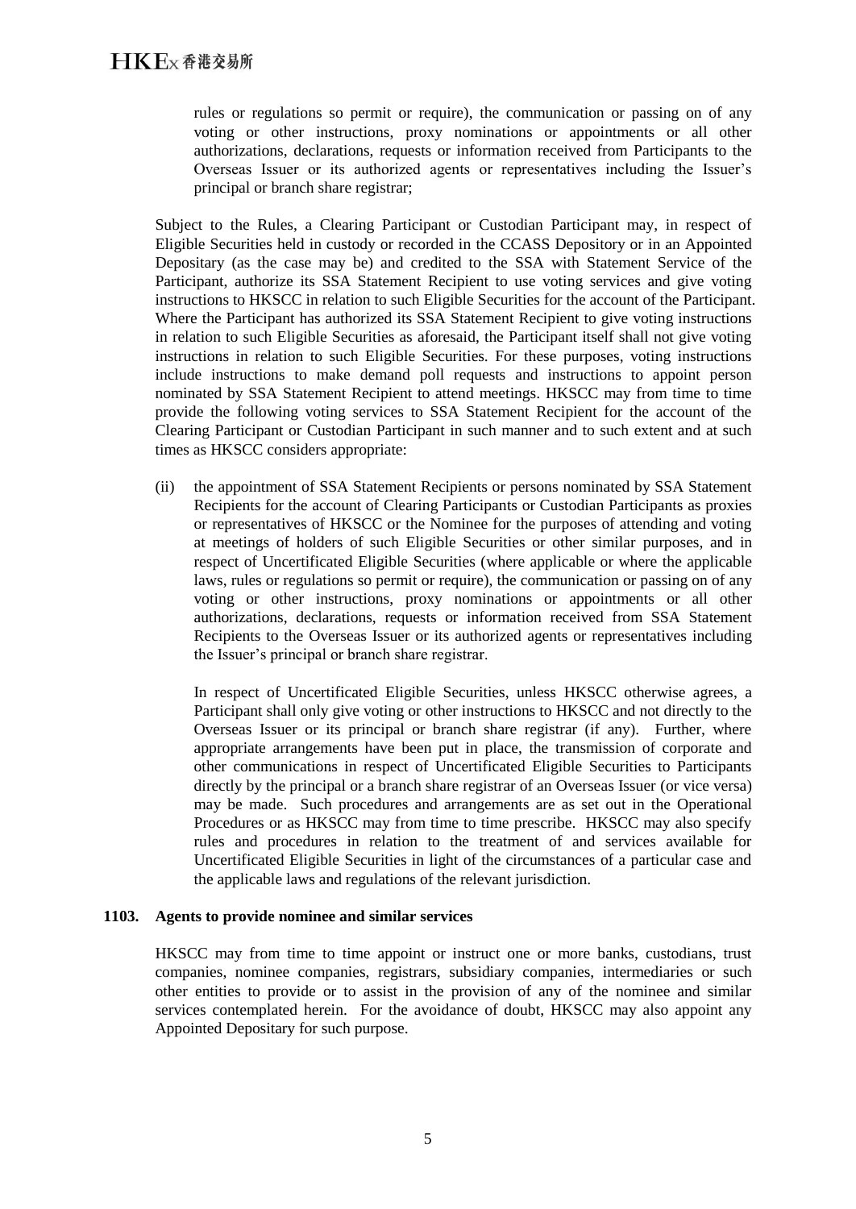rules or regulations so permit or require), the communication or passing on of any voting or other instructions, proxy nominations or appointments or all other authorizations, declarations, requests or information received from Participants to the Overseas Issuer or its authorized agents or representatives including the Issuer's principal or branch share registrar;

Subject to the Rules, a Clearing Participant or Custodian Participant may, in respect of Eligible Securities held in custody or recorded in the CCASS Depository or in an Appointed Depositary (as the case may be) and credited to the SSA with Statement Service of the Participant, authorize its SSA Statement Recipient to use voting services and give voting instructions to HKSCC in relation to such Eligible Securities for the account of the Participant. Where the Participant has authorized its SSA Statement Recipient to give voting instructions in relation to such Eligible Securities as aforesaid, the Participant itself shall not give voting instructions in relation to such Eligible Securities. For these purposes, voting instructions include instructions to make demand poll requests and instructions to appoint person nominated by SSA Statement Recipient to attend meetings. HKSCC may from time to time provide the following voting services to SSA Statement Recipient for the account of the Clearing Participant or Custodian Participant in such manner and to such extent and at such times as HKSCC considers appropriate:

(ii) the appointment of SSA Statement Recipients or persons nominated by SSA Statement Recipients for the account of Clearing Participants or Custodian Participants as proxies or representatives of HKSCC or the Nominee for the purposes of attending and voting at meetings of holders of such Eligible Securities or other similar purposes, and in respect of Uncertificated Eligible Securities (where applicable or where the applicable laws, rules or regulations so permit or require), the communication or passing on of any voting or other instructions, proxy nominations or appointments or all other authorizations, declarations, requests or information received from SSA Statement Recipients to the Overseas Issuer or its authorized agents or representatives including the Issuer's principal or branch share registrar.

In respect of Uncertificated Eligible Securities, unless HKSCC otherwise agrees, a Participant shall only give voting or other instructions to HKSCC and not directly to the Overseas Issuer or its principal or branch share registrar (if any). Further, where appropriate arrangements have been put in place, the transmission of corporate and other communications in respect of Uncertificated Eligible Securities to Participants directly by the principal or a branch share registrar of an Overseas Issuer (or vice versa) may be made. Such procedures and arrangements are as set out in the Operational Procedures or as HKSCC may from time to time prescribe. HKSCC may also specify rules and procedures in relation to the treatment of and services available for Uncertificated Eligible Securities in light of the circumstances of a particular case and the applicable laws and regulations of the relevant jurisdiction.

**1103. Agents to provide nominee and similar services**

HKSCC may from time to time appoint or instruct one or more banks, custodians, trust companies, nominee companies, registrars, subsidiary companies, intermediaries or such other entities to provide or to assist in the provision of any of the nominee and similar services contemplated herein. For the avoidance of doubt, HKSCC may also appoint any Appointed Depositary for such purpose.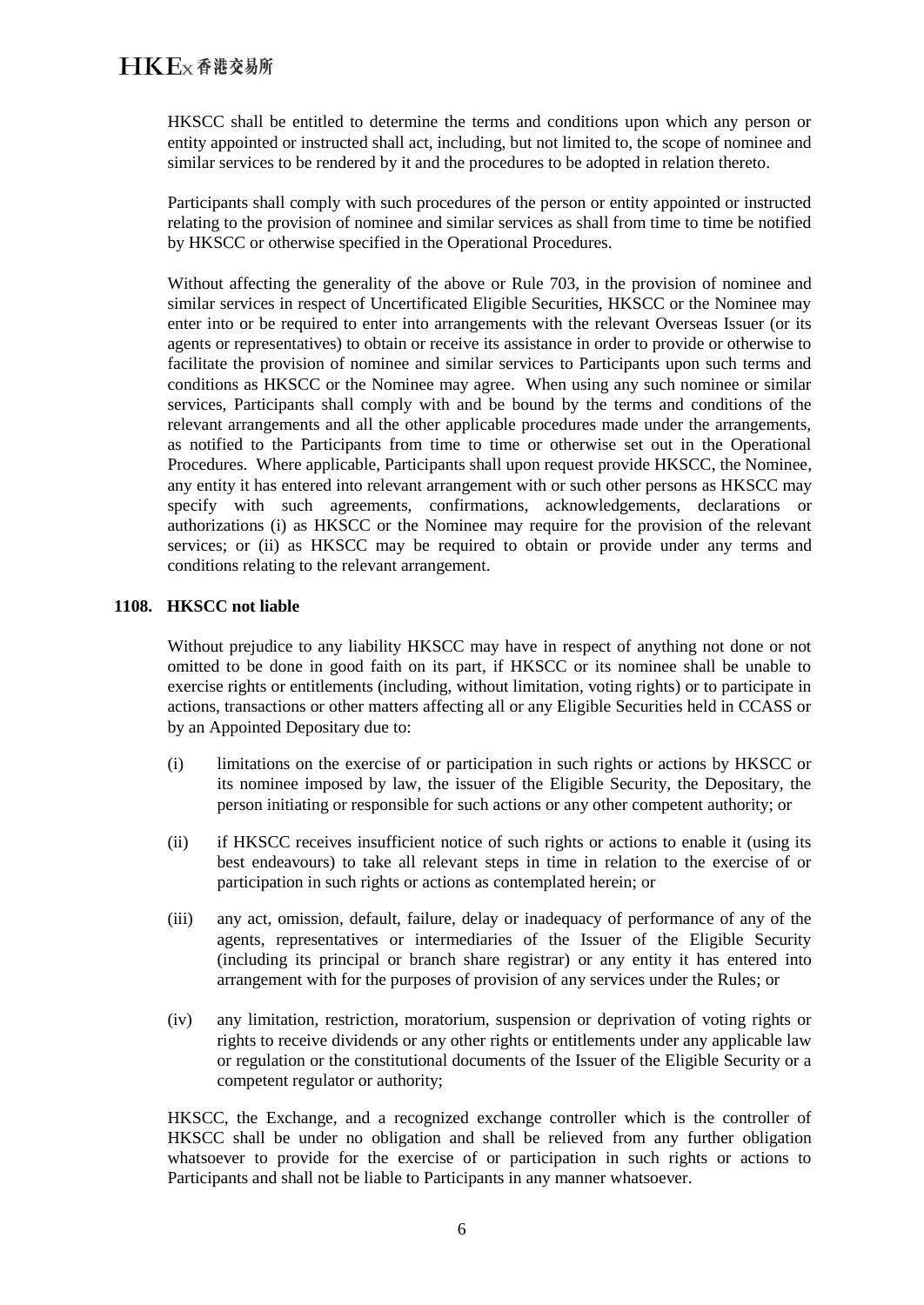HKSCC shall be entitled to determine the terms and conditions upon which any person or entity appointed or instructed shall act, including, but not limited to, the scope of nominee and similar services to be rendered by it and the procedures to be adopted in relation thereto.

Participants shall comply with such procedures of the person or entity appointed or instructed relating to the provision of nominee and similar services as shall from time to time be notified by HKSCC or otherwise specified in the Operational Procedures.

Without affecting the generality of the above or Rule 703, in the provision of nominee and similar services in respect of Uncertificated Eligible Securities, HKSCC or the Nominee may enter into or be required to enter into arrangements with the relevant Overseas Issuer (or its agents or representatives) to obtain or receive its assistance in order to provide or otherwise to facilitate the provision of nominee and similar services to Participants upon such terms and conditions as HKSCC or the Nominee may agree. When using any such nominee or similar services, Participants shall comply with and be bound by the terms and conditions of the relevant arrangements and all the other applicable procedures made under the arrangements, as notified to the Participants from time to time or otherwise set out in the Operational Procedures. Where applicable, Participants shall upon request provide HKSCC, the Nominee, any entity it has entered into relevant arrangement with or such other persons as HKSCC may specify with such agreements, confirmations, acknowledgements, declarations or authorizations (i) as HKSCC or the Nominee may require for the provision of the relevant services; or (ii) as HKSCC may be required to obtain or provide under any terms and conditions relating to the relevant arrangement.

**1108. HKSCC not liable**

Without prejudice to any liability HKSCC may have in respect of anything not done or not omitted to be done in good faith on its part, if HKSCC or its nominee shall be unable to exercise rights or entitlements (including, without limitation, voting rights) or to participate in actions, transactions or other matters affecting all or any Eligible Securities held in CCASS or by an Appointed Depositary due to:

(i) limitations on the exercise of or participation in such rights or actions by HKSCC or its nominee imposed by law, the issuer of the Eligible Security, the Depositary, the person initiating or responsible for such actions or any other competent authority; or

(ii) if HKSCC receives insufficient notice of such rights or actions to enable it (using its best endeavours) to take all relevant steps in time in relation to the exercise of or participation in such rights or actions as contemplated herein; or

(iii) any act, omission, default, failure, delay or inadequacy of performance of any of the agents, representatives or intermediaries of the Issuer of the Eligible Security (including its principal or branch share registrar) or any entity it has entered into arrangement with for the purposes of provision of any services under the Rules; or

(iv) any limitation, restriction, moratorium, suspension or deprivation of voting rights or rights to receive dividends or any other rights or entitlements under any applicable law or regulation or the constitutional documents of the Issuer of the Eligible Security or a competent regulator or authority;

HKSCC, the Exchange, and a recognized exchange controller which is the controller of HKSCC shall be under no obligation and shall be relieved from any further obligation whatsoever to provide for the exercise of or participation in such rights or actions to Participants and shall not be liable to Participants in any manner whatsoever.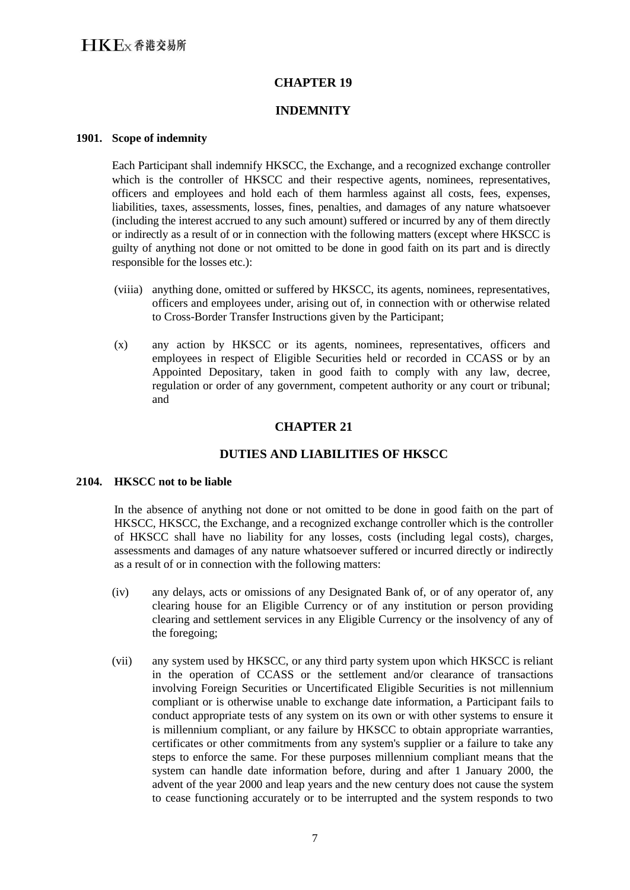# CHAPTER 19

## INDEMNITY

### 1901. Scope of indemnity

Each Participant shall indemnify HKSCC, the Exchange, and a recognized exchange controller which is the controller of HKSCC and their respective agents, nominees, representatives, officers and employees and hold each of them harmless against all costs, fees, expenses, liabilities, taxes, assessments, losses, fines, penalties, and damages of any nature whatsoever (including the interest accrued to any such amount) suffered or incurred by any of them directly or indirectly as a result of or in connection with the following matters (except where HKSCC is guilty of anything not done or not omitted to be done in good faith on its part and is directly responsible for the losses etc.):

(viiia) anything done, omitted or suffered by HKSCC, its agents, nominees, representatives, officers and employees under, arising out of, in connection with or otherwise related to Cross-Border Transfer Instructions given by the Participant;

(x) any action by HKSCC or its agents, nominees, representatives, officers and employees in respect of Eligible Securities held or recorded in CCASS or by an Appointed Depositary, taken in good faith to comply with any law, decree, regulation or order of any government, competent authority or any court or tribunal; and

# CHAPTER 21

## DUTIES AND LIABILITIES OF HKSCC

### 2104. HKSCC not to be liable

In the absence of anything not done or not omitted to be done in good faith on the part of HKSCC, HKSCC, the Exchange, and a recognized exchange controller which is the controller of HKSCC shall have no liability for any losses, costs (including legal costs), charges, assessments and damages of any nature whatsoever suffered or incurred directly or indirectly as a result of or in connection with the following matters:

(iv) any delays, acts or omissions of any Designated Bank of, or of any operator of, any clearing house for an Eligible Currency or of any institution or person providing clearing and settlement services in any Eligible Currency or the insolvency of any of the foregoing;

(vii) any system used by HKSCC, or any third party system upon which HKSCC is reliant in the operation of CCASS or the settlement and/or clearance of transactions involving Foreign Securities or Uncertificated Eligible Securities is not millennium compliant or is otherwise unable to exchange date information, a Participant fails to conduct appropriate tests of any system on its own or with other systems to ensure it is millennium compliant, or any failure by HKSCC to obtain appropriate warranties, certificates or other commitments from any system's supplier or a failure to take any steps to enforce the same. For these purposes millennium compliant means that the system can handle date information before, during and after 1 January 2000, the advent of the year 2000 and leap years and the new century does not cause the system to cease functioning accurately or to be interrupted and the system responds to two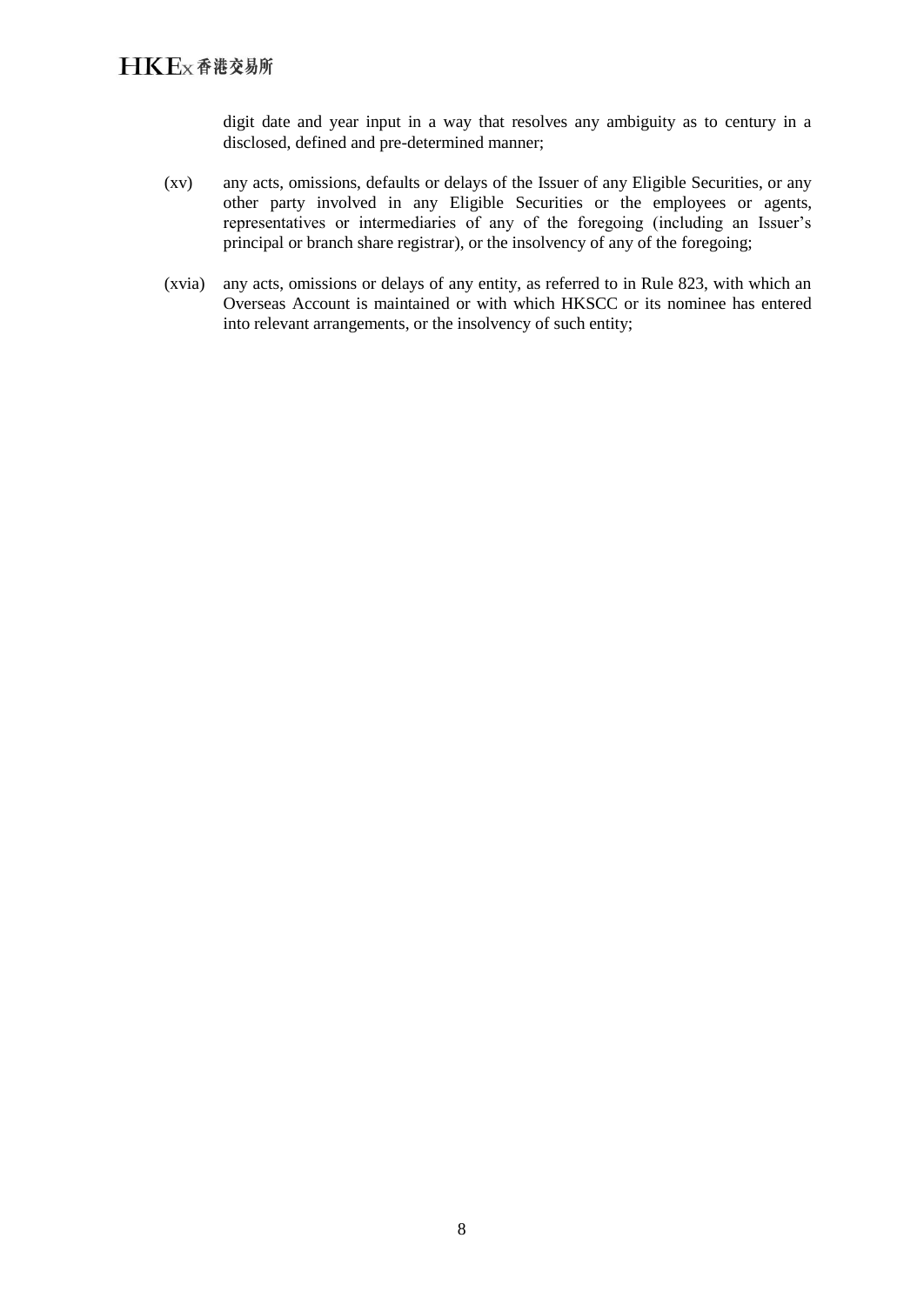digit date and year input in a way that resolves any ambiguity as to century in a disclosed, defined and pre-determined manner;

(xv) any acts, omissions, defaults or delays of the Issuer of any Eligible Securities, or any other party involved in any Eligible Securities or the employees or agents, representatives or intermediaries of any of the foregoing (including an Issuer's principal or branch share registrar), or the insolvency of any of the foregoing;

(xvia) any acts, omissions or delays of any entity, as referred to in Rule 823, with which an Overseas Account is maintained or with which HKSCC or its nominee has entered into relevant arrangements, or the insolvency of such entity;